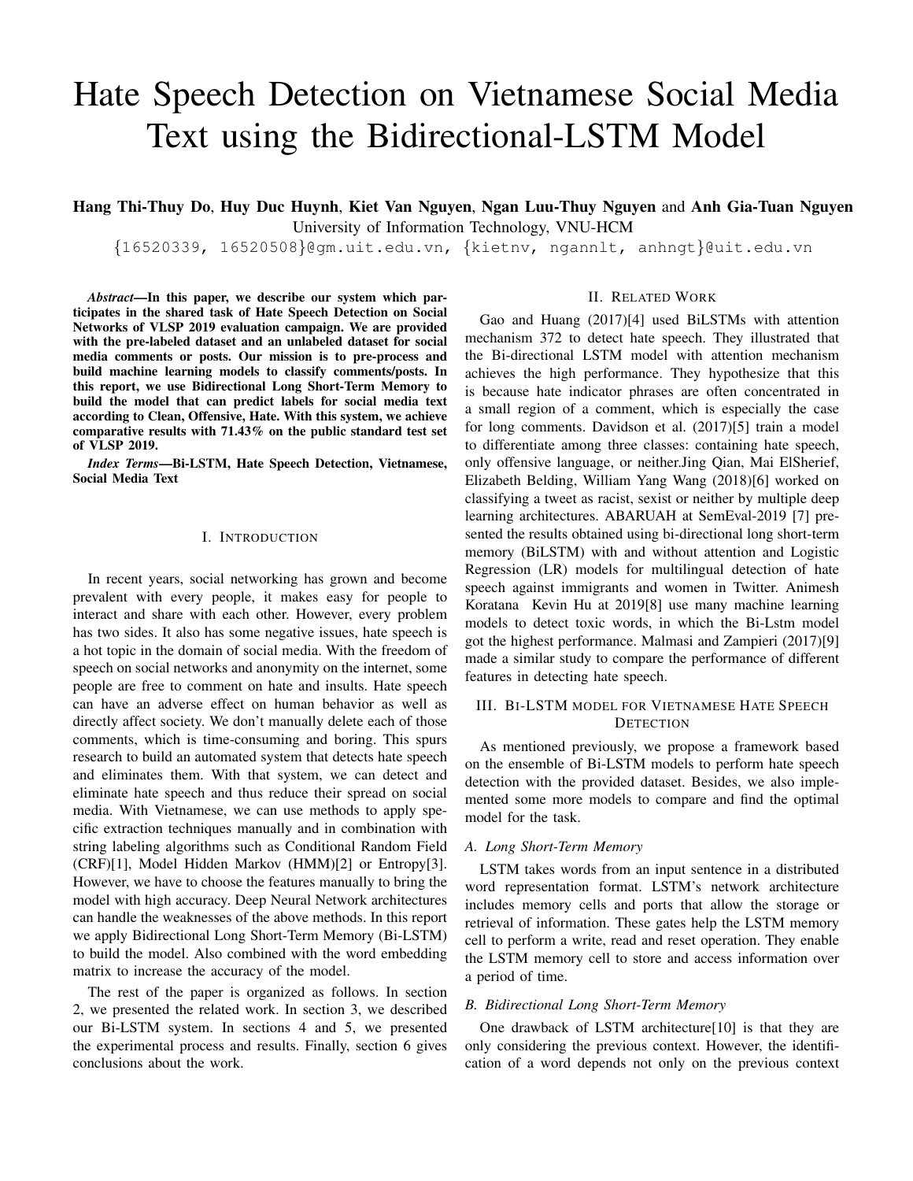# Hate Speech Detection on Vietnamese Social Media Text using the Bidirectional-LSTM Model

**Hang Thi-Thuy Do**, **Huy Duc Huynh**, **Kiet Van Nguyen**, **Ngan Luu-Thuy Nguyen** and **Anh Gia-Tuan Nguyen**
University of Information Technology, VNU-HCM
{16520339, 16520508}@gm.uit.edu.vn, {kietnv, ngannlt, anhngt}@uit.edu.vn

***Abstract*—In this paper, we describe our system which participates in the shared task of Hate Speech Detection on Social Networks of VLSP 2019 evaluation campaign. We are provided with the pre-labeled dataset and an unlabeled dataset for social media comments or posts. Our mission is to pre-process and build machine learning models to classify comments/posts. In this report, we use Bidirectional Long Short-Term Memory to build the model that can predict labels for social media text according to Clean, Offensive, Hate. With this system, we achieve comparative results with 71.43% on the public standard test set of VLSP 2019.**

***Index Terms*—Bi-LSTM, Hate Speech Detection, Vietnamese, Social Media Text**

## I. Introduction

In recent years, social networking has grown and become prevalent with every people, it makes easy for people to interact and share with each other. However, every problem has two sides. It also has some negative issues, hate speech is a hot topic in the domain of social media. With the freedom of speech on social networks and anonymity on the internet, some people are free to comment on hate and insults. Hate speech can have an adverse effect on human behavior as well as directly affect society. We don't manually delete each of those comments, which is time-consuming and boring. This spurs research to build an automated system that detects hate speech and eliminates them. With that system, we can detect and eliminate hate speech and thus reduce their spread on social media. With Vietnamese, we can use methods to apply specific extraction techniques manually and in combination with string labeling algorithms such as Conditional Random Field (CRF)[1], Model Hidden Markov (HMM)[2] or Entropy[3]. However, we have to choose the features manually to bring the model with high accuracy. Deep Neural Network architectures can handle the weaknesses of the above methods. In this report we apply Bidirectional Long Short-Term Memory (Bi-LSTM) to build the model. Also combined with the word embedding matrix to increase the accuracy of the model.

The rest of the paper is organized as follows. In section 2, we presented the related work. In section 3, we described our Bi-LSTM system. In sections 4 and 5, we presented the experimental process and results. Finally, section 6 gives conclusions about the work.

## II. Related Work

Gao and Huang (2017)[4] used BiLSTMs with attention mechanism 372 to detect hate speech. They illustrated that the Bi-directional LSTM model with attention mechanism achieves the high performance. They hypothesize that this is because hate indicator phrases are often concentrated in a small region of a comment, which is especially the case for long comments. Davidson et al. (2017)[5] train a model to differentiate among three classes: containing hate speech, only offensive language, or neither.Jing Qian, Mai ElSherief, Elizabeth Belding, William Yang Wang (2018)[6] worked on classifying a tweet as racist, sexist or neither by multiple deep learning architectures. ABARUAH at SemEval-2019 [7] presented the results obtained using bi-directional long short-term memory (BiLSTM) with and without attention and Logistic Regression (LR) models for multilingual detection of hate speech against immigrants and women in Twitter. Animesh Koratana Kevin Hu at 2019[8] use many machine learning models to detect toxic words, in which the Bi-Lstm model got the highest performance. Malmasi and Zampieri (2017)[9] made a similar study to compare the performance of different features in detecting hate speech.

## III. Bi-LSTM model for Vietnamese Hate Speech Detection

As mentioned previously, we propose a framework based on the ensemble of Bi-LSTM models to perform hate speech detection with the provided dataset. Besides, we also implemented some more models to compare and find the optimal model for the task.

### *A. Long Short-Term Memory*

LSTM takes words from an input sentence in a distributed word representation format. LSTM's network architecture includes memory cells and ports that allow the storage or retrieval of information. These gates help the LSTM memory cell to perform a write, read and reset operation. They enable the LSTM memory cell to store and access information over a period of time.

### *B. Bidirectional Long Short-Term Memory*

One drawback of LSTM architecture[10] is that they are only considering the previous context. However, the identification of a word depends not only on the previous context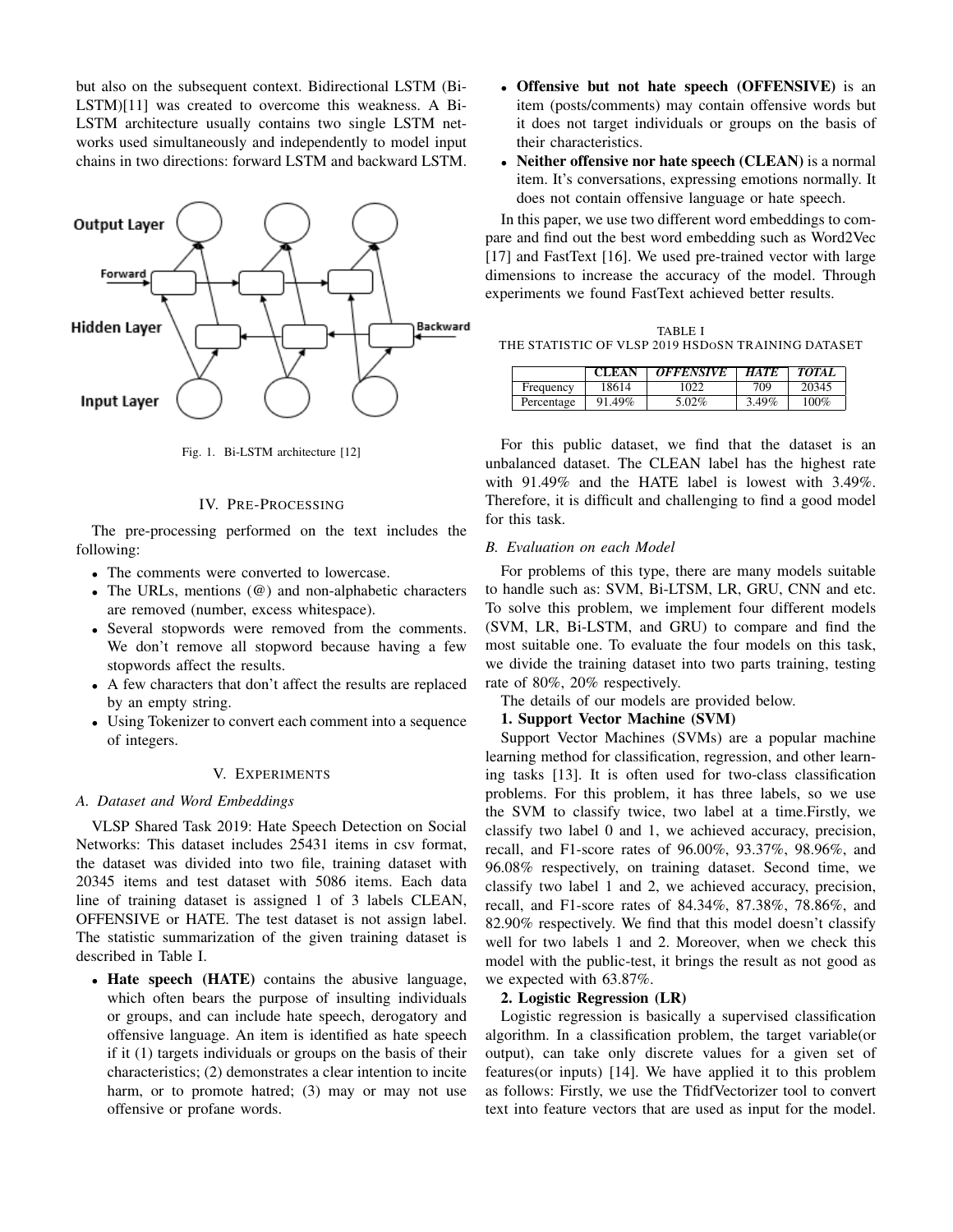but also on the subsequent context. Bidirectional LSTM (Bi-LSTM)[11] was created to overcome this weakness. A Bi-LSTM architecture usually contains two single LSTM networks used simultaneously and independently to model input chains in two directions: forward LSTM and backward LSTM.

Fig. 1. Bi-LSTM architecture [12]

## IV. Pre-Processing

The pre-processing performed on the text includes the following:

- The comments were converted to lowercase.
- The URLs, mentions (@) and non-alphabetic characters are removed (number, excess whitespace).
- Several stopwords were removed from the comments. We don't remove all stopword because having a few stopwords affect the results.
- A few characters that don't affect the results are replaced by an empty string.
- Using Tokenizer to convert each comment into a sequence of integers.

## V. Experiments

### A. Dataset and Word Embeddings

VLSP Shared Task 2019: Hate Speech Detection on Social Networks: This dataset includes 25431 items in csv format, the dataset was divided into two file, training dataset with 20345 items and test dataset with 5086 items. Each data line of training dataset is assigned 1 of 3 labels CLEAN, OFFENSIVE or HATE. The test dataset is not assign label. The statistic summarization of the given training dataset is described in Table I.

- **Hate speech (HATE)** contains the abusive language, which often bears the purpose of insulting individuals or groups, and can include hate speech, derogatory and offensive language. An item is identified as hate speech if it (1) targets individuals or groups on the basis of their characteristics; (2) demonstrates a clear intention to incite harm, or to promote hatred; (3) may or may not use offensive or profane words.
- **Offensive but not hate speech (OFFENSIVE)** is an item (posts/comments) may contain offensive words but it does not target individuals or groups on the basis of their characteristics.
- **Neither offensive nor hate speech (CLEAN)** is a normal item. It's conversations, expressing emotions normally. It does not contain offensive language or hate speech.

In this paper, we use two different word embeddings to compare and find out the best word embedding such as Word2Vec [17] and FastText [16]. We used pre-trained vector with large dimensions to increase the accuracy of the model. Through experiments we found FastText achieved better results.

TABLE I
THE STATISTIC OF VLSP 2019 HSDOSN TRAINING DATASET

| | **CLEAN** | ***OFFENSIVE*** | ***HATE*** | ***TOTAL*** |
|---|---|---|---|---|
| Frequency | 18614 | 1022 | 709 | 20345 |
| Percentage | 91.49% | 5.02% | 3.49% | 100% |

For this public dataset, we find that the dataset is an unbalanced dataset. The CLEAN label has the highest rate with 91.49% and the HATE label is lowest with 3.49%. Therefore, it is difficult and challenging to find a good model for this task.

### B. Evaluation on each Model

For problems of this type, there are many models suitable to handle such as: SVM, Bi-LTSM, LR, GRU, CNN and etc. To solve this problem, we implement four different models (SVM, LR, Bi-LSTM, and GRU) to compare and find the most suitable one. To evaluate the four models on this task, we divide the training dataset into two parts training, testing rate of 80%, 20% respectively.

The details of our models are provided below.

**1. Support Vector Machine (SVM)**

Support Vector Machines (SVMs) are a popular machine learning method for classification, regression, and other learning tasks [13]. It is often used for two-class classification problems. For this problem, it has three labels, so we use the SVM to classify twice, two label at a time.Firstly, we classify two label 0 and 1, we achieved accuracy, precision, recall, and F1-score rates of 96.00%, 93.37%, 98.96%, and 96.08% respectively, on training dataset. Second time, we classify two label 1 and 2, we achieved accuracy, precision, recall, and F1-score rates of 84.34%, 87.38%, 78.86%, and 82.90% respectively. We find that this model doesn't classify well for two labels 1 and 2. Moreover, when we check this model with the public-test, it brings the result as not good as we expected with 63.87%.

**2. Logistic Regression (LR)**

Logistic regression is basically a supervised classification algorithm. In a classification problem, the target variable(or output), can take only discrete values for a given set of features(or inputs) [14]. We have applied it to this problem as follows: Firstly, we use the TfidfVectorizer tool to convert text into feature vectors that are used as input for the model.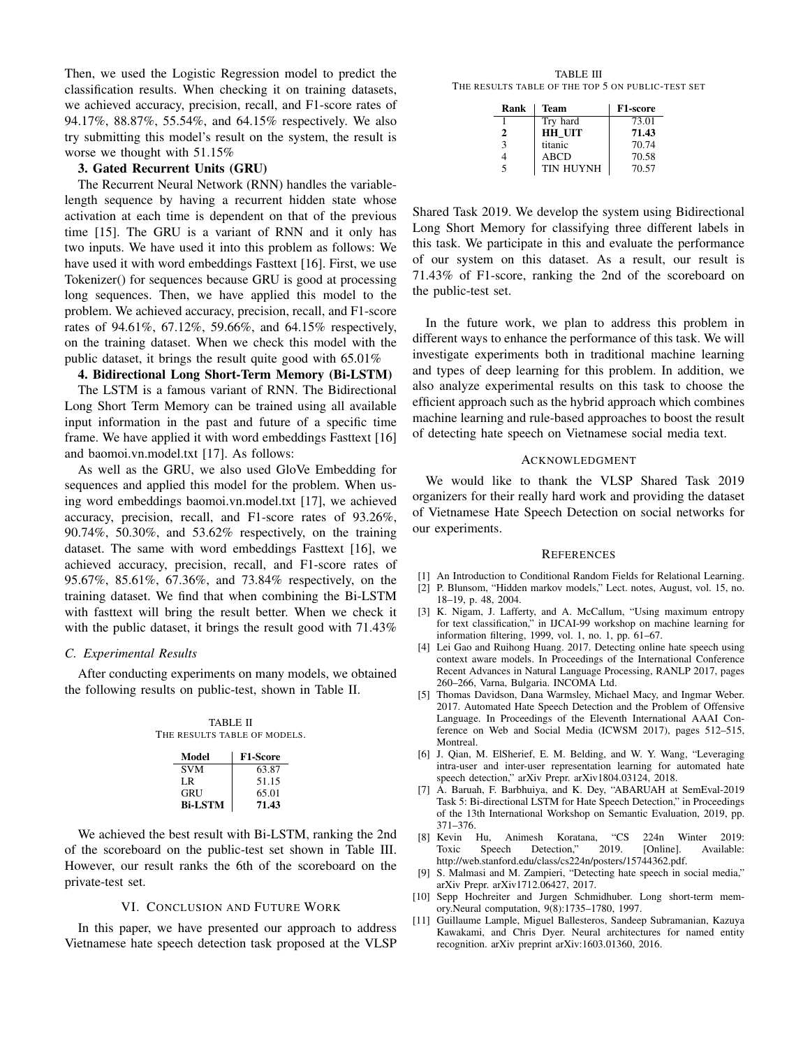Then, we used the Logistic Regression model to predict the classification results. When checking it on training datasets, we achieved accuracy, precision, recall, and F1-score rates of 94.17%, 88.87%, 55.54%, and 64.15% respectively. We also try submitting this model's result on the system, the result is worse we thought with 51.15%

**3. Gated Recurrent Units (GRU)**

The Recurrent Neural Network (RNN) handles the variable-length sequence by having a recurrent hidden state whose activation at each time is dependent on that of the previous time [15]. The GRU is a variant of RNN and it only has two inputs. We have used it into this problem as follows: We have used it with word embeddings Fasttext [16]. First, we use Tokenizer() for sequences because GRU is good at processing long sequences. Then, we have applied this model to the problem. We achieved accuracy, precision, recall, and F1-score rates of 94.61%, 67.12%, 59.66%, and 64.15% respectively, on the training dataset. When we check this model with the public dataset, it brings the result quite good with 65.01%

**4. Bidirectional Long Short-Term Memory (Bi-LSTM)**

The LSTM is a famous variant of RNN. The Bidirectional Long Short Term Memory can be trained using all available input information in the past and future of a specific time frame. We have applied it with word embeddings Fasttext [16] and baomoi.vn.model.txt [17]. As follows:

As well as the GRU, we also used GloVe Embedding for sequences and applied this model for the problem. When using word embeddings baomoi.vn.model.txt [17], we achieved accuracy, precision, recall, and F1-score rates of 93.26%, 90.74%, 50.30%, and 53.62% respectively, on the training dataset. The same with word embeddings Fasttext [16], we achieved accuracy, precision, recall, and F1-score rates of 95.67%, 85.61%, 67.36%, and 73.84% respectively, on the training dataset. We find that when combining the Bi-LSTM with fasttext will bring the result better. When we check it with the public dataset, it brings the result good with 71.43%

### *C. Experimental Results*

After conducting experiments on many models, we obtained the following results on public-test, shown in Table II.

TABLE II
THE RESULTS TABLE OF MODELS.

| Model | F1-Score |
|---|---|
| SVM | 63.87 |
| LR | 51.15 |
| GRU | 65.01 |
| **Bi-LSTM** | **71.43** |

We achieved the best result with Bi-LSTM, ranking the 2nd of the scoreboard on the public-test set shown in Table III. However, our result ranks the 6th of the scoreboard on the private-test set.

TABLE III
THE RESULTS TABLE OF THE TOP 5 ON PUBLIC-TEST SET

| Rank | Team | F1-score |
|---|---|---|
| 1 | Try hard | 73.01 |
| **2** | **HH_UIT** | **71.43** |
| 3 | titanic | 70.74 |
| 4 | ABCD | 70.58 |
| 5 | TIN HUYNH | 70.57 |

## VI. CONCLUSION AND FUTURE WORK

In this paper, we have presented our approach to address Vietnamese hate speech detection task proposed at the VLSP Shared Task 2019. We develop the system using Bidirectional Long Short Memory for classifying three different labels in this task. We participate in this and evaluate the performance of our system on this dataset. As a result, our result is 71.43% of F1-score, ranking the 2nd of the scoreboard on the public-test set.

In the future work, we plan to address this problem in different ways to enhance the performance of this task. We will investigate experiments both in traditional machine learning and types of deep learning for this problem. In addition, we also analyze experimental results on this task to choose the efficient approach such as the hybrid approach which combines machine learning and rule-based approaches to boost the result of detecting hate speech on Vietnamese social media text.

## ACKNOWLEDGMENT

We would like to thank the VLSP Shared Task 2019 organizers for their really hard work and providing the dataset of Vietnamese Hate Speech Detection on social networks for our experiments.

## REFERENCES

[1] An Introduction to Conditional Random Fields for Relational Learning.
[2] P. Blunsom, "Hidden markov models," Lect. notes, August, vol. 15, no. 18–19, p. 48, 2004.
[3] K. Nigam, J. Lafferty, and A. McCallum, "Using maximum entropy for text classification," in IJCAI-99 workshop on machine learning for information filtering, 1999, vol. 1, no. 1, pp. 61–67.
[4] Lei Gao and Ruihong Huang. 2017. Detecting online hate speech using context aware models. In Proceedings of the International Conference Recent Advances in Natural Language Processing, RANLP 2017, pages 260–266, Varna, Bulgaria. INCOMA Ltd.
[5] Thomas Davidson, Dana Warmsley, Michael Macy, and Ingmar Weber. 2017. Automated Hate Speech Detection and the Problem of Offensive Language. In Proceedings of the Eleventh International AAAI Conference on Web and Social Media (ICWSM 2017), pages 512–515, Montreal.
[6] J. Qian, M. ElSherief, E. M. Belding, and W. Y. Wang, "Leveraging intra-user and inter-user representation learning for automated hate speech detection," arXiv Prepr. arXiv1804.03124, 2018.
[7] A. Baruah, F. Barbhuiya, and K. Dey, "ABARUAH at SemEval-2019 Task 5: Bi-directional LSTM for Hate Speech Detection," in Proceedings of the 13th International Workshop on Semantic Evaluation, 2019, pp. 371–376.
[8] Kevin Hu, Animesh Koratana, "CS 224n Winter 2019: Toxic Speech Detection," 2019. [Online]. Available: http://web.stanford.edu/class/cs224n/posters/15744362.pdf.
[9] S. Malmasi and M. Zampieri, "Detecting hate speech in social media," arXiv Prepr. arXiv1712.06427, 2017.
[10] Sepp Hochreiter and Jurgen Schmidhuber. Long short-term memory.Neural computation, 9(8):1735–1780, 1997.
[11] Guillaume Lample, Miguel Ballesteros, Sandeep Subramanian, Kazuya Kawakami, and Chris Dyer. Neural architectures for named entity recognition. arXiv preprint arXiv:1603.01360, 2016.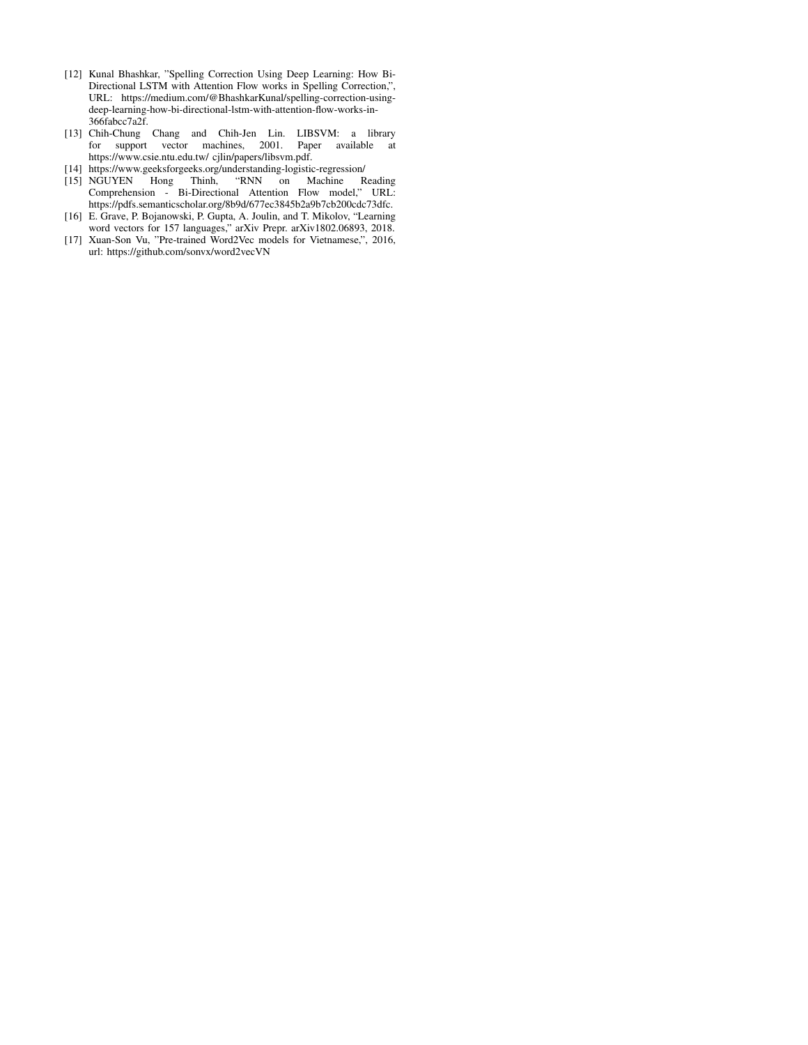[12] Kunal Bhashkar, "Spelling Correction Using Deep Learning: How Bi-Directional LSTM with Attention Flow works in Spelling Correction,", URL: https://medium.com/@BhashkarKunal/spelling-correction-using-deep-learning-how-bi-directional-lstm-with-attention-flow-works-in-366fabcc7a2f.

[13] Chih-Chung Chang and Chih-Jen Lin. LIBSVM: a library for support vector machines, 2001. Paper available at https://www.csie.ntu.edu.tw/ cjlin/papers/libsvm.pdf.

[14] https://www.geeksforgeeks.org/understanding-logistic-regression/

[15] NGUYEN Hong Thinh, "RNN on Machine Reading Comprehension - Bi-Directional Attention Flow model," URL: https://pdfs.semanticscholar.org/8b9d/677ec3845b2a9b7cb200cdc73dfc.

[16] E. Grave, P. Bojanowski, P. Gupta, A. Joulin, and T. Mikolov, "Learning word vectors for 157 languages," arXiv Prepr. arXiv1802.06893, 2018.

[17] Xuan-Son Vu, "Pre-trained Word2Vec models for Vietnamese,", 2016, url: https://github.com/sonvx/word2vecVN